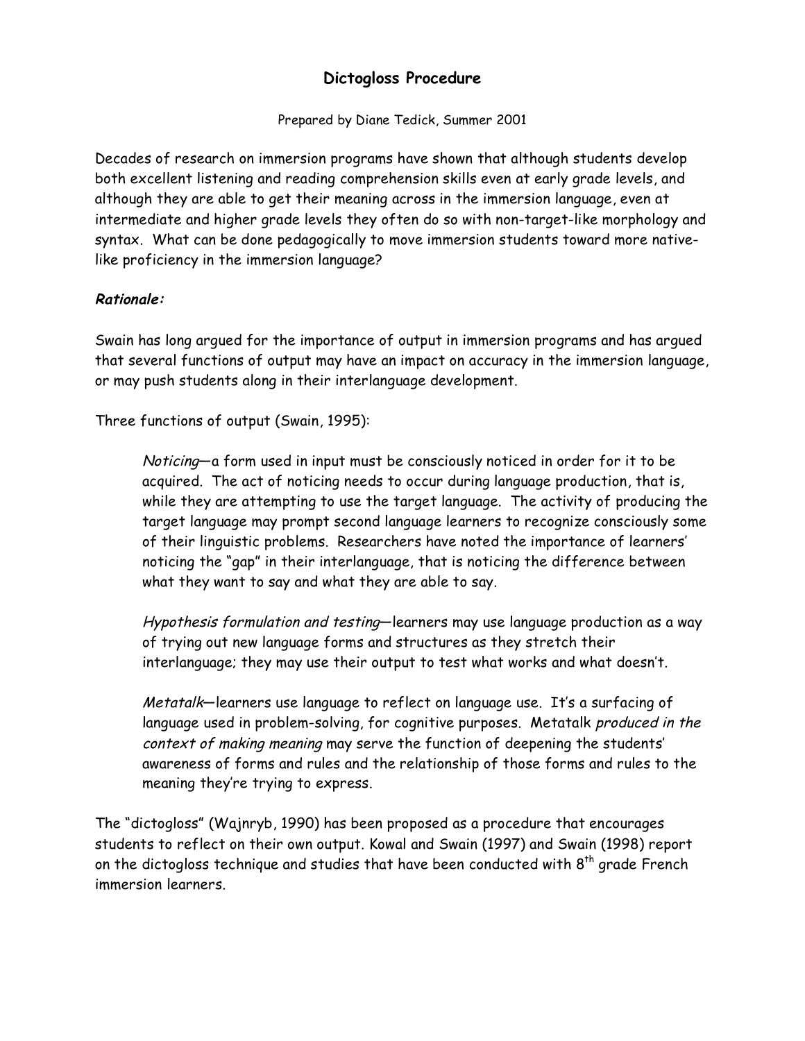# Dictogloss Procedure

Prepared by Diane Tedick, Summer 2001

Decades of research on immersion programs have shown that although students develop both excellent listening and reading comprehension skills even at early grade levels, and although they are able to get their meaning across in the immersion language, even at intermediate and higher grade levels they often do so with non-target-like morphology and syntax. What can be done pedagogically to move immersion students toward more native-like proficiency in the immersion language?

***Rationale:***

Swain has long argued for the importance of output in immersion programs and has argued that several functions of output may have an impact on accuracy in the immersion language, or may push students along in their interlanguage development.

Three functions of output (Swain, 1995):

> *Noticing*—a form used in input must be consciously noticed in order for it to be acquired. The act of noticing needs to occur during language production, that is, while they are attempting to use the target language. The activity of producing the target language may prompt second language learners to recognize consciously some of their linguistic problems. Researchers have noted the importance of learners' noticing the "gap" in their interlanguage, that is noticing the difference between what they want to say and what they are able to say.
>
> *Hypothesis formulation and testing*—learners may use language production as a way of trying out new language forms and structures as they stretch their interlanguage; they may use their output to test what works and what doesn't.
>
> *Metatalk*—learners use language to reflect on language use. It's a surfacing of language used in problem-solving, for cognitive purposes. Metatalk *produced in the context of making meaning* may serve the function of deepening the students' awareness of forms and rules and the relationship of those forms and rules to the meaning they're trying to express.

The "dictogloss" (Wajnryb, 1990) has been proposed as a procedure that encourages students to reflect on their own output. Kowal and Swain (1997) and Swain (1998) report on the dictogloss technique and studies that have been conducted with 8th grade French immersion learners.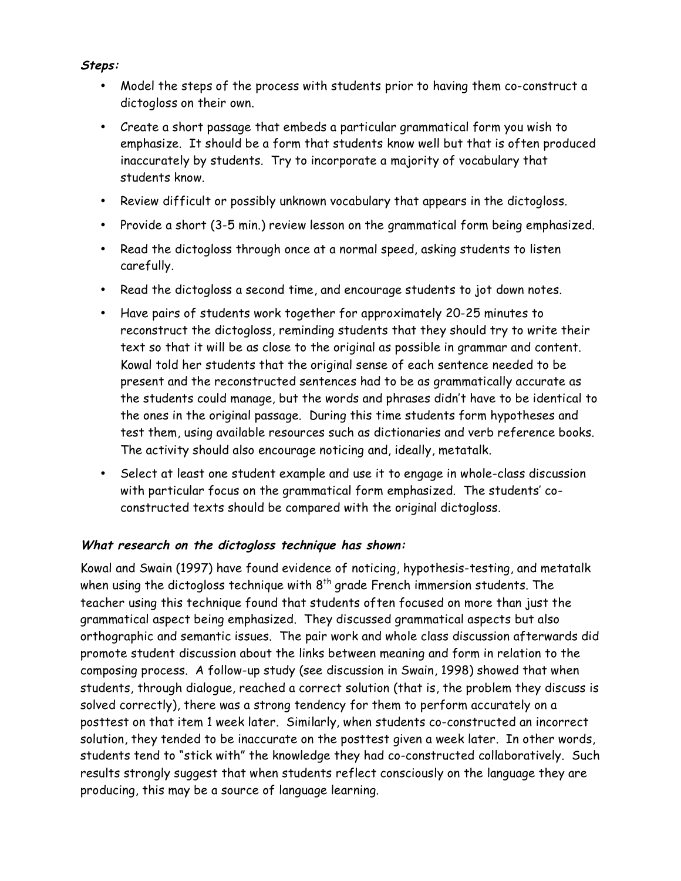***Steps:***

- Model the steps of the process with students prior to having them co-construct a dictogloss on their own.
- Create a short passage that embeds a particular grammatical form you wish to emphasize. It should be a form that students know well but that is often produced inaccurately by students. Try to incorporate a majority of vocabulary that students know.
- Review difficult or possibly unknown vocabulary that appears in the dictogloss.
- Provide a short (3-5 min.) review lesson on the grammatical form being emphasized.
- Read the dictogloss through once at a normal speed, asking students to listen carefully.
- Read the dictogloss a second time, and encourage students to jot down notes.
- Have pairs of students work together for approximately 20-25 minutes to reconstruct the dictogloss, reminding students that they should try to write their text so that it will be as close to the original as possible in grammar and content. Kowal told her students that the original sense of each sentence needed to be present and the reconstructed sentences had to be as grammatically accurate as the students could manage, but the words and phrases didn't have to be identical to the ones in the original passage. During this time students form hypotheses and test them, using available resources such as dictionaries and verb reference books. The activity should also encourage noticing and, ideally, metatalk.
- Select at least one student example and use it to engage in whole-class discussion with particular focus on the grammatical form emphasized. The students' co-constructed texts should be compared with the original dictogloss.

***What research on the dictogloss technique has shown:***

Kowal and Swain (1997) have found evidence of noticing, hypothesis-testing, and metatalk when using the dictogloss technique with 8th grade French immersion students. The teacher using this technique found that students often focused on more than just the grammatical aspect being emphasized. They discussed grammatical aspects but also orthographic and semantic issues. The pair work and whole class discussion afterwards did promote student discussion about the links between meaning and form in relation to the composing process. A follow-up study (see discussion in Swain, 1998) showed that when students, through dialogue, reached a correct solution (that is, the problem they discuss is solved correctly), there was a strong tendency for them to perform accurately on a posttest on that item 1 week later. Similarly, when students co-constructed an incorrect solution, they tended to be inaccurate on the posttest given a week later. In other words, students tend to "stick with" the knowledge they had co-constructed collaboratively. Such results strongly suggest that when students reflect consciously on the language they are producing, this may be a source of language learning.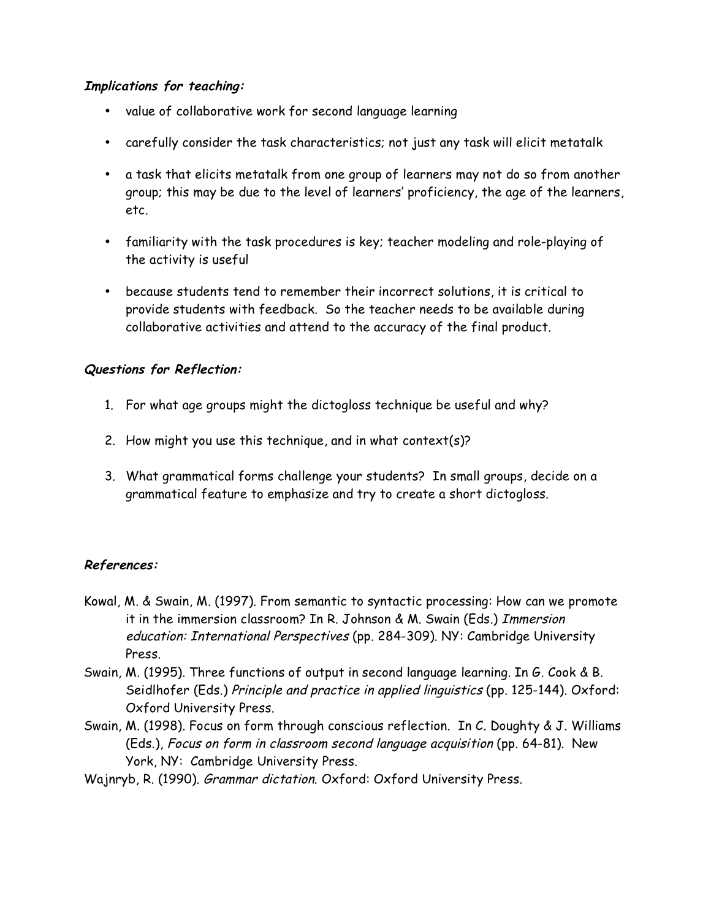***Implications for teaching:***

- value of collaborative work for second language learning
- carefully consider the task characteristics; not just any task will elicit metatalk
- a task that elicits metatalk from one group of learners may not do so from another group; this may be due to the level of learners' proficiency, the age of the learners, etc.
- familiarity with the task procedures is key; teacher modeling and role-playing of the activity is useful
- because students tend to remember their incorrect solutions, it is critical to provide students with feedback. So the teacher needs to be available during collaborative activities and attend to the accuracy of the final product.

***Questions for Reflection:***

1. For what age groups might the dictogloss technique be useful and why?
2. How might you use this technique, and in what context(s)?
3. What grammatical forms challenge your students? In small groups, decide on a grammatical feature to emphasize and try to create a short dictogloss.

***References:***

Kowal, M. & Swain, M. (1997). From semantic to syntactic processing: How can we promote it in the immersion classroom? In R. Johnson & M. Swain (Eds.) *Immersion education: International Perspectives* (pp. 284-309). NY: Cambridge University Press.

Swain, M. (1995). Three functions of output in second language learning. In G. Cook & B. Seidlhofer (Eds.) *Principle and practice in applied linguistics* (pp. 125-144). Oxford: Oxford University Press.

Swain, M. (1998). Focus on form through conscious reflection. In C. Doughty & J. Williams (Eds.), *Focus on form in classroom second language acquisition* (pp. 64-81). New York, NY: Cambridge University Press.

Wajnryb, R. (1990). *Grammar dictation*. Oxford: Oxford University Press.